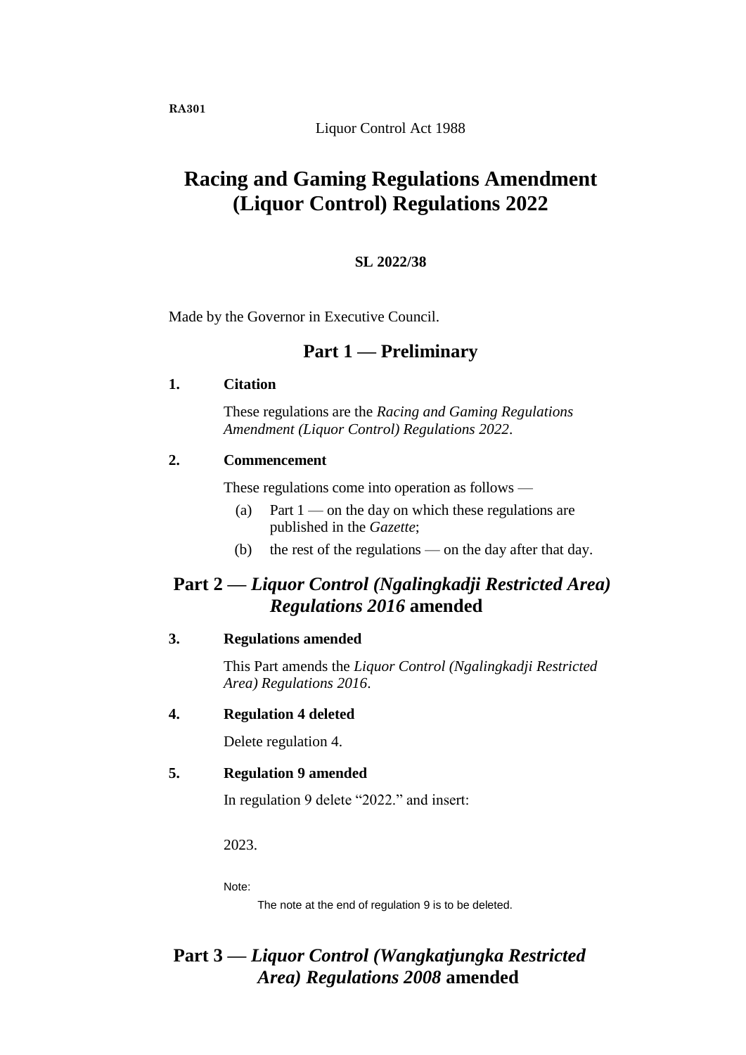RA301

Liquor Control Act 1988

# Racing and Gaming Regulations Amendment (Liquor Control) Regulations 2022

**SL 2022/38**

Made by the Governor in Executive Council.

## Part 1 — Preliminary

### 1. Citation

These regulations are the *Racing and Gaming Regulations Amendment (Liquor Control) Regulations 2022*.

### 2. Commencement

These regulations come into operation as follows —

(a) Part 1 — on the day on which these regulations are published in the *Gazette*;

(b) the rest of the regulations — on the day after that day.

## Part 2 — *Liquor Control (Ngalingkadji Restricted Area) Regulations 2016* amended

### 3. Regulations amended

This Part amends the *Liquor Control (Ngalingkadji Restricted Area) Regulations 2016*.

### 4. Regulation 4 deleted

Delete regulation 4.

### 5. Regulation 9 amended

In regulation 9 delete "2022." and insert:

2023.

Note:

The note at the end of regulation 9 is to be deleted.

## Part 3 — *Liquor Control (Wangkatjungka Restricted Area) Regulations 2008* amended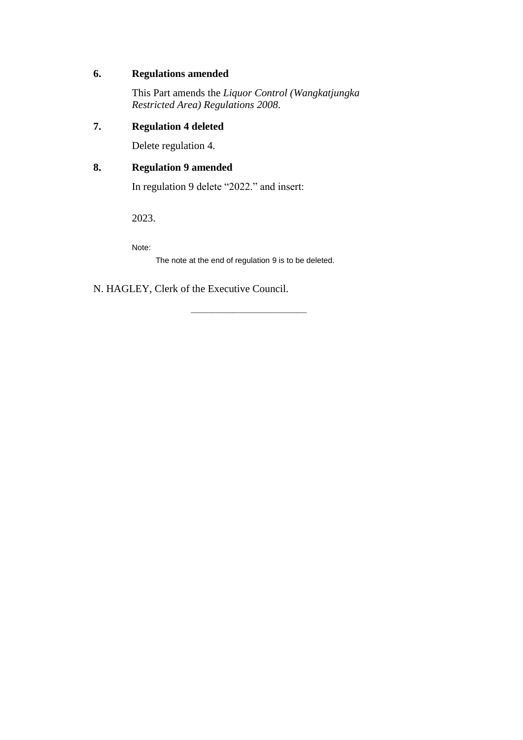## 6. Regulations amended

This Part amends the *Liquor Control (Wangkatjungka Restricted Area) Regulations 2008*.

## 7. Regulation 4 deleted

Delete regulation 4.

## 8. Regulation 9 amended

In regulation 9 delete "2022." and insert:

2023.

Note:

The note at the end of regulation 9 is to be deleted.

N. HAGLEY, Clerk of the Executive Council.

---